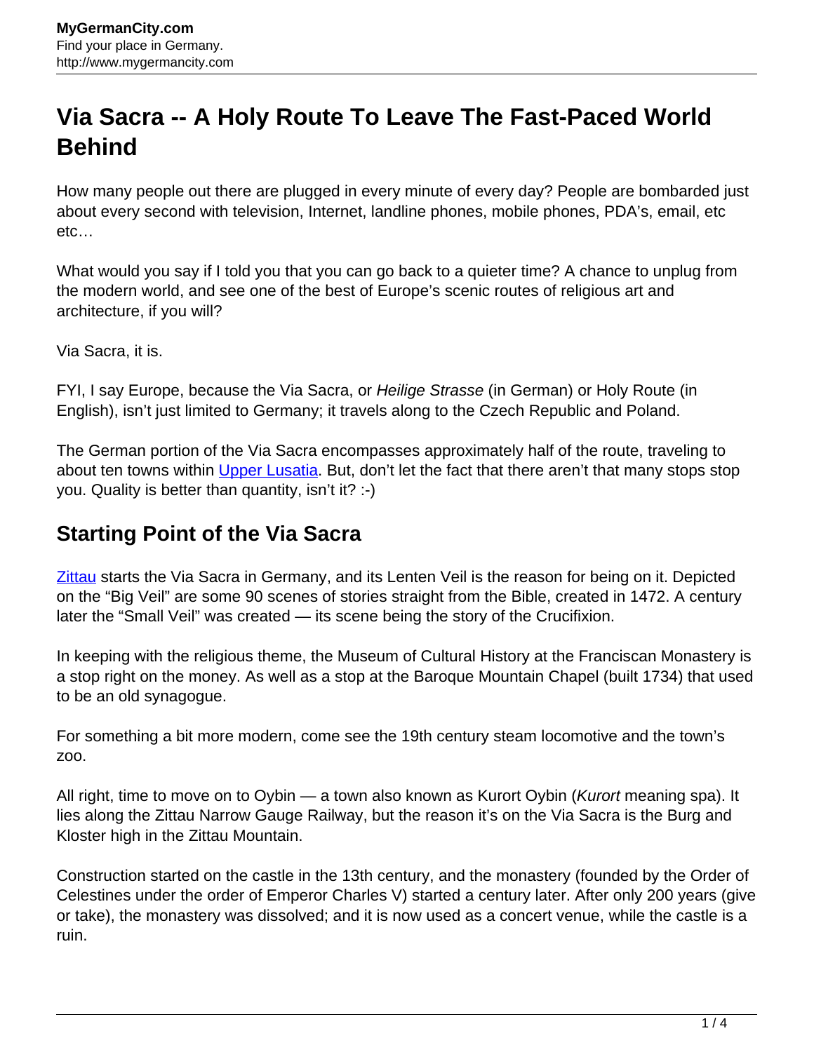# Via Sacra -- A Holy Route To Leave The Fast-Paced World Behind

How many people out there are plugged in every minute of every day? People are bombarded just about every second with television, Internet, landline phones, mobile phones, PDA's, email, etc etc…

What would you say if I told you that you can go back to a quieter time? A chance to unplug from the modern world, and see one of the best of Europe's scenic routes of religious art and architecture, if you will?

Via Sacra, it is.

FYI, I say Europe, because the Via Sacra, or *Heilige Strasse* (in German) or Holy Route (in English), isn't just limited to Germany; it travels along to the Czech Republic and Poland.

The German portion of the Via Sacra encompasses approximately half of the route, traveling to about ten towns within Upper Lusatia. But, don't let the fact that there aren't that many stops stop you. Quality is better than quantity, isn't it? :-)

## Starting Point of the Via Sacra

Zittau starts the Via Sacra in Germany, and its Lenten Veil is the reason for being on it. Depicted on the "Big Veil" are some 90 scenes of stories straight from the Bible, created in 1472. A century later the "Small Veil" was created — its scene being the story of the Crucifixion.

In keeping with the religious theme, the Museum of Cultural History at the Franciscan Monastery is a stop right on the money. As well as a stop at the Baroque Mountain Chapel (built 1734) that used to be an old synagogue.

For something a bit more modern, come see the 19th century steam locomotive and the town's zoo.

All right, time to move on to Oybin — a town also known as Kurort Oybin (*Kurort* meaning spa). It lies along the Zittau Narrow Gauge Railway, but the reason it's on the Via Sacra is the Burg and Kloster high in the Zittau Mountain.

Construction started on the castle in the 13th century, and the monastery (founded by the Order of Celestines under the order of Emperor Charles V) started a century later. After only 200 years (give or take), the monastery was dissolved; and it is now used as a concert venue, while the castle is a ruin.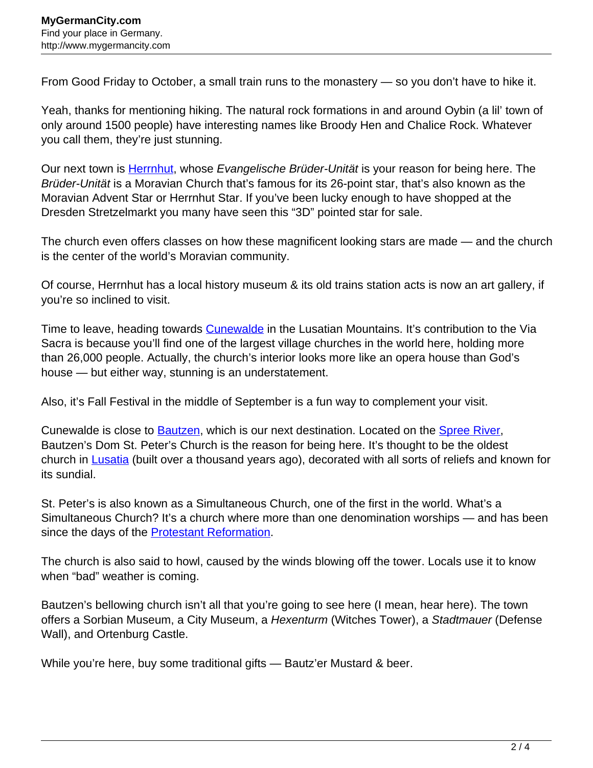From Good Friday to October, a small train runs to the monastery — so you don't have to hike it.

Yeah, thanks for mentioning hiking. The natural rock formations in and around Oybin (a lil' town of only around 1500 people) have interesting names like Broody Hen and Chalice Rock. Whatever you call them, they're just stunning.

Our next town is Herrnhut, whose *Evangelische Brüder-Unität* is your reason for being here. The *Brüder-Unität* is a Moravian Church that's famous for its 26-point star, that's also known as the Moravian Advent Star or Herrnhut Star. If you've been lucky enough to have shopped at the Dresden Stretzelmarkt you many have seen this "3D" pointed star for sale.

The church even offers classes on how these magnificent looking stars are made — and the church is the center of the world's Moravian community.

Of course, Herrnhut has a local history museum & its old trains station acts is now an art gallery, if you're so inclined to visit.

Time to leave, heading towards Cunewalde in the Lusatian Mountains. It's contribution to the Via Sacra is because you'll find one of the largest village churches in the world here, holding more than 26,000 people. Actually, the church's interior looks more like an opera house than God's house — but either way, stunning is an understatement.

Also, it's Fall Festival in the middle of September is a fun way to complement your visit.

Cunewalde is close to Bautzen, which is our next destination. Located on the Spree River, Bautzen's Dom St. Peter's Church is the reason for being here. It's thought to be the oldest church in Lusatia (built over a thousand years ago), decorated with all sorts of reliefs and known for its sundial.

St. Peter's is also known as a Simultaneous Church, one of the first in the world. What's a Simultaneous Church? It's a church where more than one denomination worships — and has been since the days of the Protestant Reformation.

The church is also said to howl, caused by the winds blowing off the tower. Locals use it to know when "bad" weather is coming.

Bautzen's bellowing church isn't all that you're going to see here (I mean, hear here). The town offers a Sorbian Museum, a City Museum, a *Hexenturm* (Witches Tower), a *Stadtmauer* (Defense Wall), and Ortenburg Castle.

While you're here, buy some traditional gifts — Bautz'er Mustard & beer.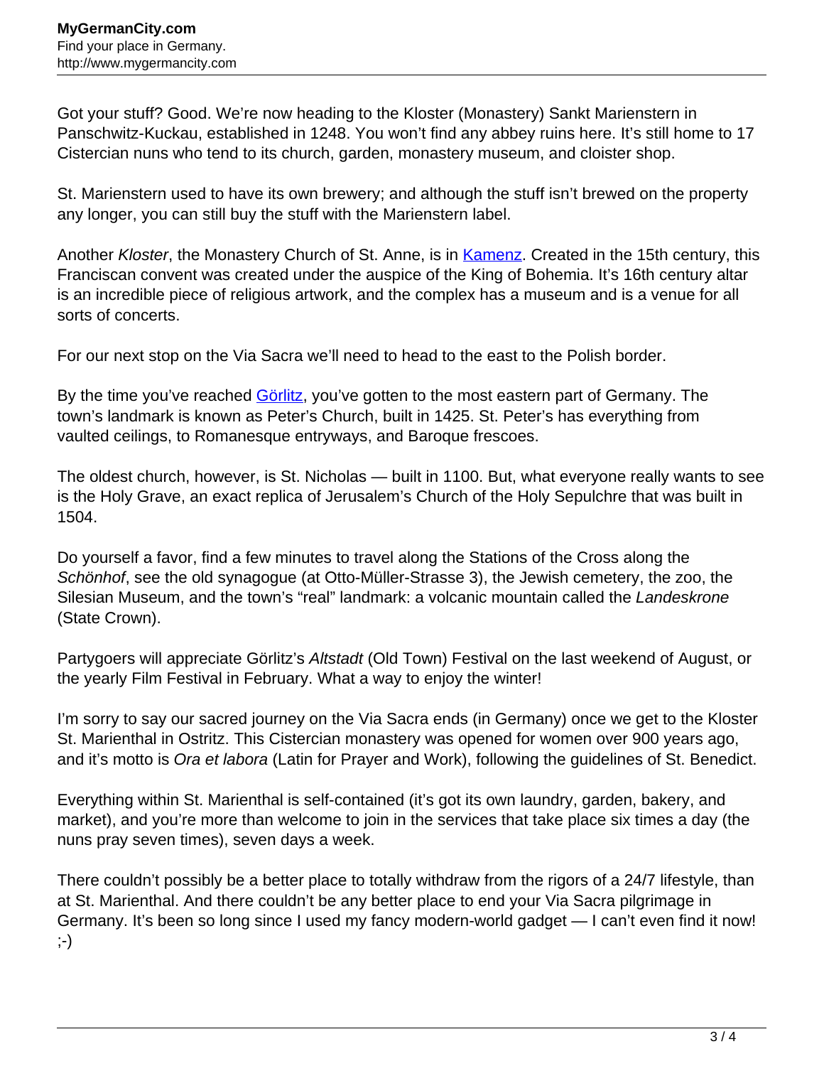Got your stuff? Good. We're now heading to the Kloster (Monastery) Sankt Marienstern in Panschwitz-Kuckau, established in 1248. You won't find any abbey ruins here. It's still home to 17 Cistercian nuns who tend to its church, garden, monastery museum, and cloister shop.

St. Marienstern used to have its own brewery; and although the stuff isn't brewed on the property any longer, you can still buy the stuff with the Marienstern label.

Another *Kloster*, the Monastery Church of St. Anne, is in [Kamenz](). Created in the 15th century, this Franciscan convent was created under the auspice of the King of Bohemia. It's 16th century altar is an incredible piece of religious artwork, and the complex has a museum and is a venue for all sorts of concerts.

For our next stop on the Via Sacra we'll need to head to the east to the Polish border.

By the time you've reached [Görlitz](), you've gotten to the most eastern part of Germany. The town's landmark is known as Peter's Church, built in 1425. St. Peter's has everything from vaulted ceilings, to Romanesque entryways, and Baroque frescoes.

The oldest church, however, is St. Nicholas — built in 1100. But, what everyone really wants to see is the Holy Grave, an exact replica of Jerusalem's Church of the Holy Sepulchre that was built in 1504.

Do yourself a favor, find a few minutes to travel along the Stations of the Cross along the *Schönhof*, see the old synagogue (at Otto-Müller-Strasse 3), the Jewish cemetery, the zoo, the Silesian Museum, and the town's "real" landmark: a volcanic mountain called the *Landeskrone* (State Crown).

Partygoers will appreciate Görlitz's *Altstadt* (Old Town) Festival on the last weekend of August, or the yearly Film Festival in February. What a way to enjoy the winter!

I'm sorry to say our sacred journey on the Via Sacra ends (in Germany) once we get to the Kloster St. Marienthal in Ostritz. This Cistercian monastery was opened for women over 900 years ago, and it's motto is *Ora et labora* (Latin for Prayer and Work), following the guidelines of St. Benedict.

Everything within St. Marienthal is self-contained (it's got its own laundry, garden, bakery, and market), and you're more than welcome to join in the services that take place six times a day (the nuns pray seven times), seven days a week.

There couldn't possibly be a better place to totally withdraw from the rigors of a 24/7 lifestyle, than at St. Marienthal. And there couldn't be any better place to end your Via Sacra pilgrimage in Germany. It's been so long since I used my fancy modern-world gadget — I can't even find it now! ;-)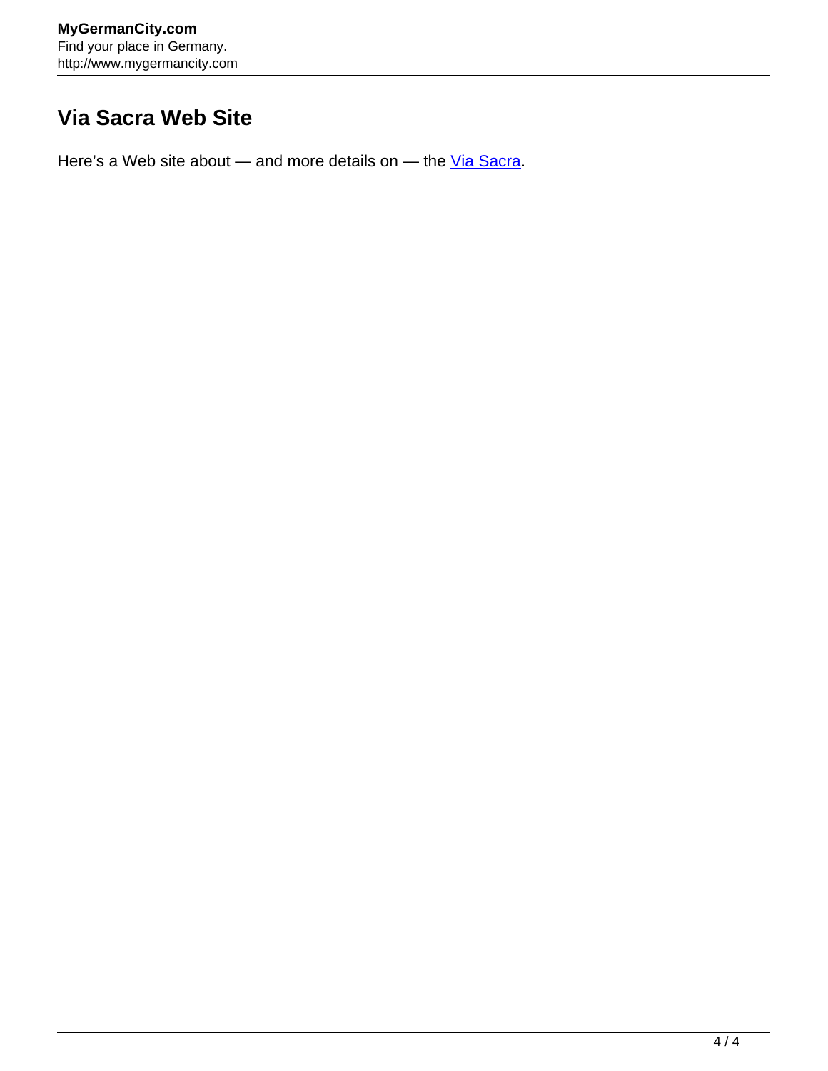## Via Sacra Web Site

Here's a Web site about — and more details on — the Via Sacra.